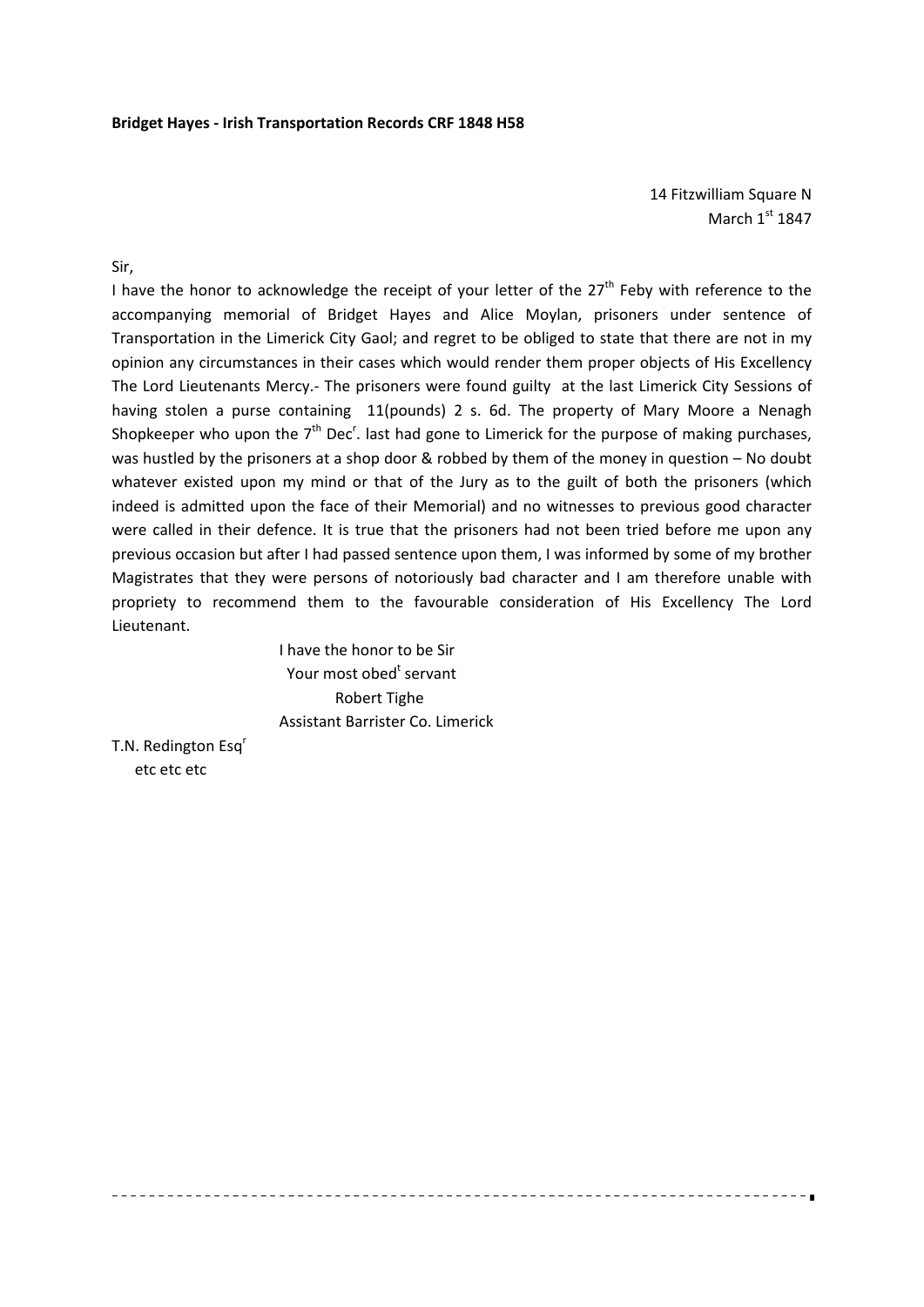**Bridget Hayes - Irish Transportation Records CRF 1848 H58**

14 Fitzwilliam Square N
March 1st 1847

Sir,

I have the honor to acknowledge the receipt of your letter of the 27th Feby with reference to the accompanying memorial of Bridget Hayes and Alice Moylan, prisoners under sentence of Transportation in the Limerick City Gaol; and regret to be obliged to state that there are not in my opinion any circumstances in their cases which would render them proper objects of His Excellency The Lord Lieutenants Mercy.- The prisoners were found guilty at the last Limerick City Sessions of having stolen a purse containing 11(pounds) 2 s. 6d. The property of Mary Moore a Nenagh Shopkeeper who upon the 7th Decr. last had gone to Limerick for the purpose of making purchases, was hustled by the prisoners at a shop door & robbed by them of the money in question – No doubt whatever existed upon my mind or that of the Jury as to the guilt of both the prisoners (which indeed is admitted upon the face of their Memorial) and no witnesses to previous good character were called in their defence. It is true that the prisoners had not been tried before me upon any previous occasion but after I had passed sentence upon them, I was informed by some of my brother Magistrates that they were persons of notoriously bad character and I am therefore unable with propriety to recommend them to the favourable consideration of His Excellency The Lord Lieutenant.

I have the honor to be Sir
Your most obedt servant
Robert Tighe
Assistant Barrister Co. Limerick

T.N. Redington Esqr
etc etc etc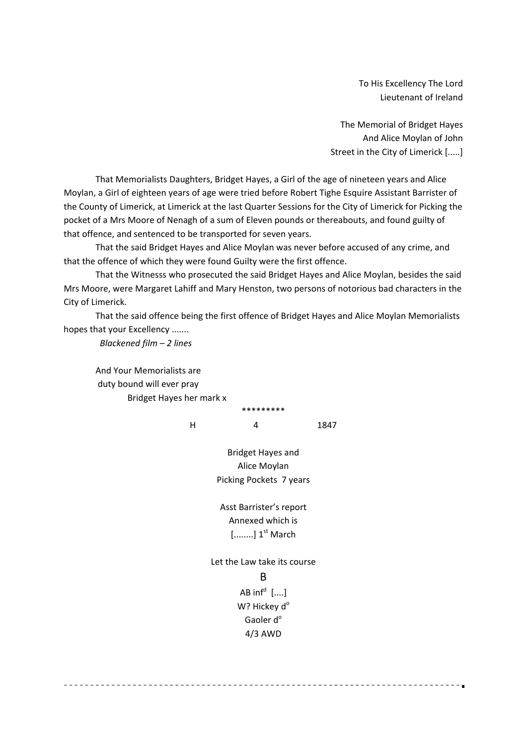To His Excellency The Lord
Lieutenant of Ireland

The Memorial of Bridget Hayes
And Alice Moylan of John
Street in the City of Limerick [.....]

That Memorialists Daughters, Bridget Hayes, a Girl of the age of nineteen years and Alice Moylan, a Girl of eighteen years of age were tried before Robert Tighe Esquire Assistant Barrister of the County of Limerick, at Limerick at the last Quarter Sessions for the City of Limerick for Picking the pocket of a Mrs Moore of Nenagh of a sum of Eleven pounds or thereabouts, and found guilty of that offence, and sentenced to be transported for seven years.

That the said Bridget Hayes and Alice Moylan was never before accused of any crime, and that the offence of which they were found Guilty were the first offence.

That the Witnesss who prosecuted the said Bridget Hayes and Alice Moylan, besides the said Mrs Moore, were Margaret Lahiff and Mary Henston, two persons of notorious bad characters in the City of Limerick.

That the said offence being the first offence of Bridget Hayes and Alice Moylan Memorialists hopes that your Excellency .......

*Blackened film – 2 lines*

And Your Memorialists are
duty bound will ever pray
Bridget Hayes her mark x

\*\*\*\*\*\*\*\*\*

H 4 1847

Bridget Hayes and
Alice Moylan
Picking Pockets 7 years

Asst Barrister's report
Annexed which is
[........] 1st March

Let the Law take its course

B

AB inf[d] [....]
W? Hickey d[o]
Gaoler d[o]
4/3 AWD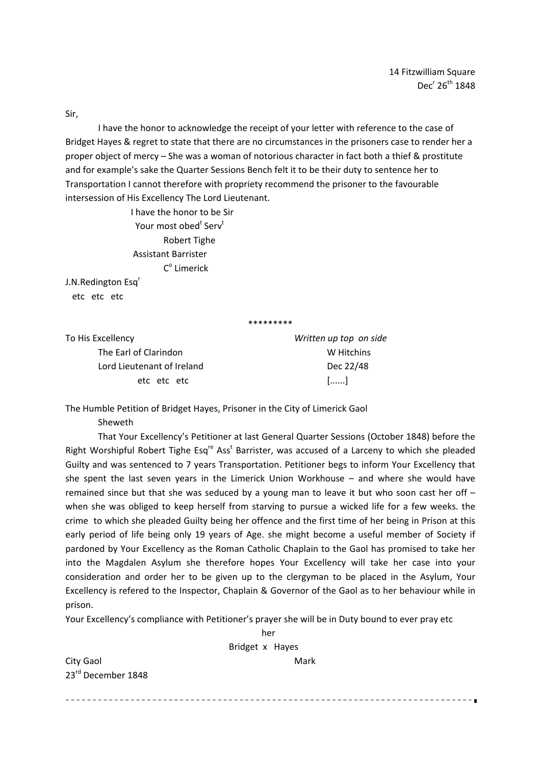14 Fitzwilliam Square
Dec[r] 26[th] 1848

Sir,

I have the honor to acknowledge the receipt of your letter with reference to the case of Bridget Hayes & regret to state that there are no circumstances in the prisoners case to render her a proper object of mercy – She was a woman of notorious character in fact both a thief & prostitute and for example's sake the Quarter Sessions Bench felt it to be their duty to sentence her to Transportation I cannot therefore with propriety recommend the prisoner to the favourable intersession of His Excellency The Lord Lieutenant.

I have the honor to be Sir
Your most obed[t] Serv[t]
Robert Tighe
Assistant Barrister
C[o] Limerick

J.N.Redington Esq[r]
etc etc etc

\*\*\*\*\*\*\*\*\*

To His Excellency
The Earl of Clarindon
Lord Lieutenant of Ireland
etc etc etc

*Written up top on side*
W Hitchins
Dec 22/48
[......]

The Humble Petition of Bridget Hayes, Prisoner in the City of Limerick Gaol

Sheweth

That Your Excellency's Petitioner at last General Quarter Sessions (October 1848) before the Right Worshipful Robert Tighe Esq[re] Ass[t] Barrister, was accused of a Larceny to which she pleaded Guilty and was sentenced to 7 years Transportation. Petitioner begs to inform Your Excellency that she spent the last seven years in the Limerick Union Workhouse – and where she would have remained since but that she was seduced by a young man to leave it but who soon cast her off – when she was obliged to keep herself from starving to pursue a wicked life for a few weeks. the crime to which she pleaded Guilty being her offence and the first time of her being in Prison at this early period of life being only 19 years of Age. she might become a useful member of Society if pardoned by Your Excellency as the Roman Catholic Chaplain to the Gaol has promised to take her into the Magdalen Asylum she therefore hopes Your Excellency will take her case into your consideration and order her to be given up to the clergyman to be placed in the Asylum, Your Excellency is refered to the Inspector, Chaplain & Governor of the Gaol as to her behaviour while in prison.

Your Excellency's compliance with Petitioner's prayer she will be in Duty bound to ever pray etc

her
Bridget x Hayes
Mark

City Gaol
23[rd] December 1848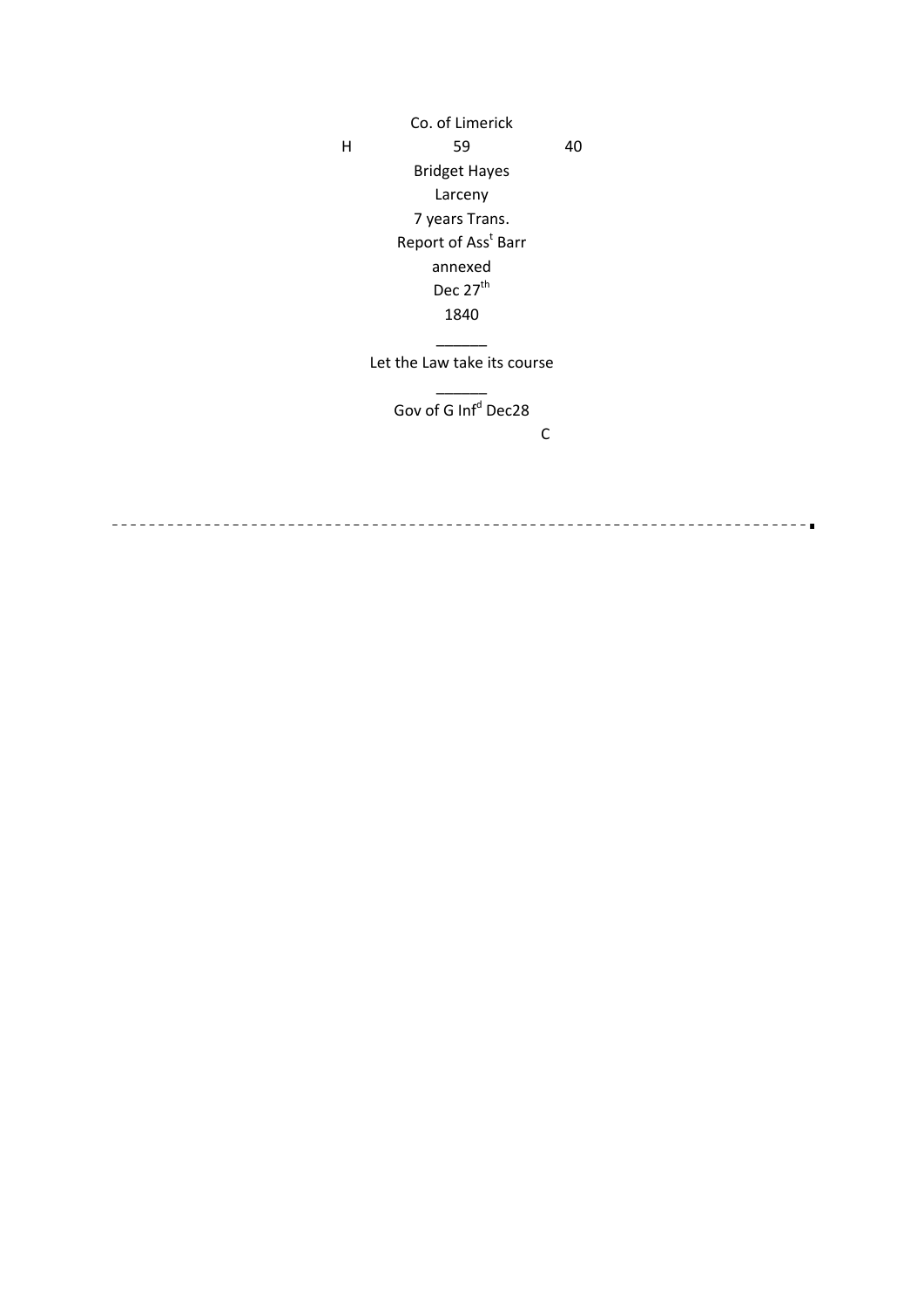Co. of Limerick

H 59 40

Bridget Hayes

Larceny

7 years Trans.

Report of Ass[t] Barr

annexed

Dec 27[th]

1840

______

Let the Law take its course

______

Gov of G Inf[d] Dec28

C